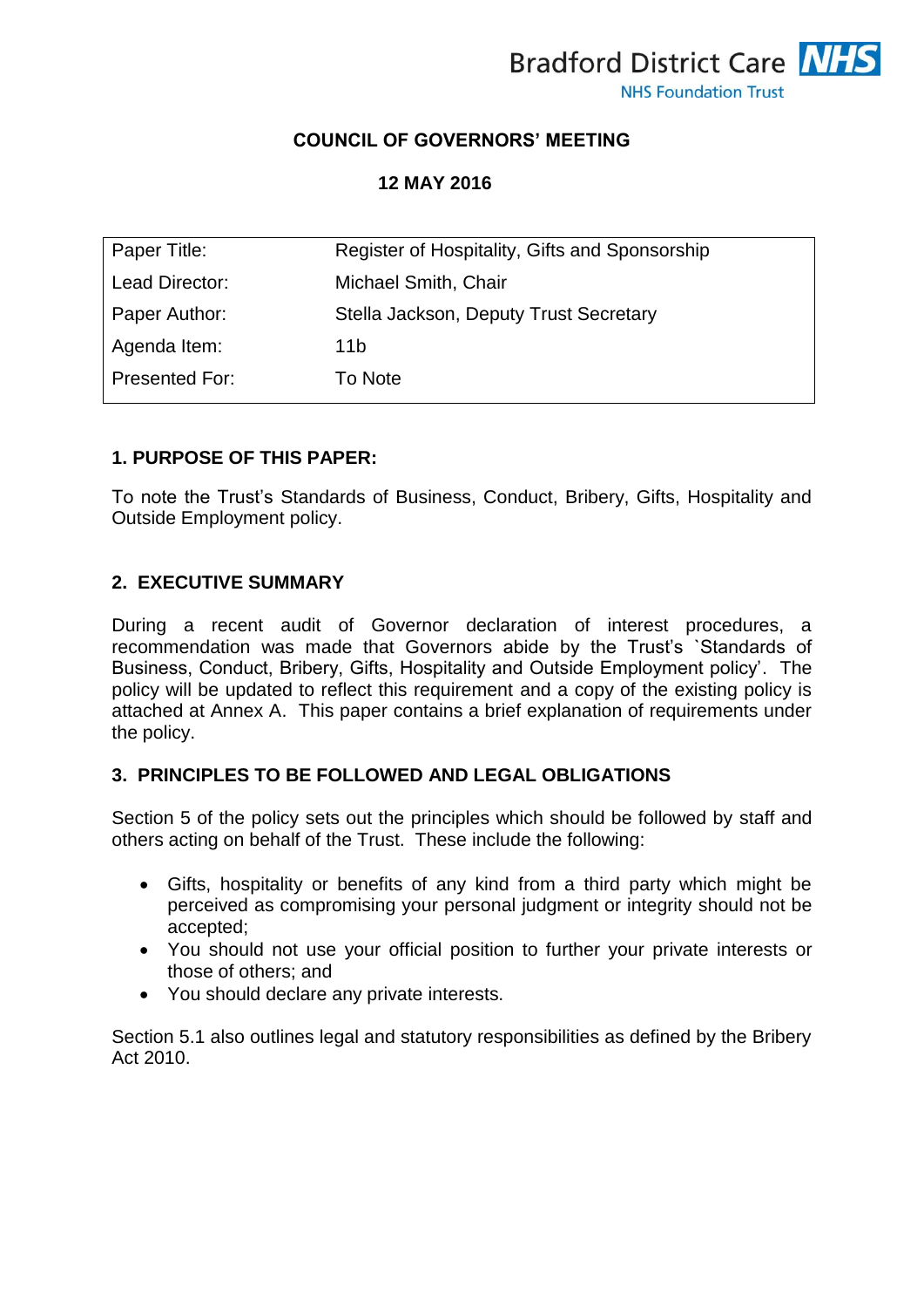Bradford District Care NHS Foundation Trust

**COUNCIL OF GOVERNORS' MEETING**

**12 MAY 2016**

| Paper Title: | Register of Hospitality, Gifts and Sponsorship |
|---|---|
| Lead Director: | Michael Smith, Chair |
| Paper Author: | Stella Jackson, Deputy Trust Secretary |
| Agenda Item: | 11b |
| Presented For: | To Note |

## 1. PURPOSE OF THIS PAPER:

To note the Trust's Standards of Business, Conduct, Bribery, Gifts, Hospitality and Outside Employment policy.

## 2. EXECUTIVE SUMMARY

During a recent audit of Governor declaration of interest procedures, a recommendation was made that Governors abide by the Trust's `Standards of Business, Conduct, Bribery, Gifts, Hospitality and Outside Employment policy'. The policy will be updated to reflect this requirement and a copy of the existing policy is attached at Annex A. This paper contains a brief explanation of requirements under the policy.

## 3. PRINCIPLES TO BE FOLLOWED AND LEGAL OBLIGATIONS

Section 5 of the policy sets out the principles which should be followed by staff and others acting on behalf of the Trust. These include the following:

- Gifts, hospitality or benefits of any kind from a third party which might be perceived as compromising your personal judgment or integrity should not be accepted;
- You should not use your official position to further your private interests or those of others; and
- You should declare any private interests.

Section 5.1 also outlines legal and statutory responsibilities as defined by the Bribery Act 2010.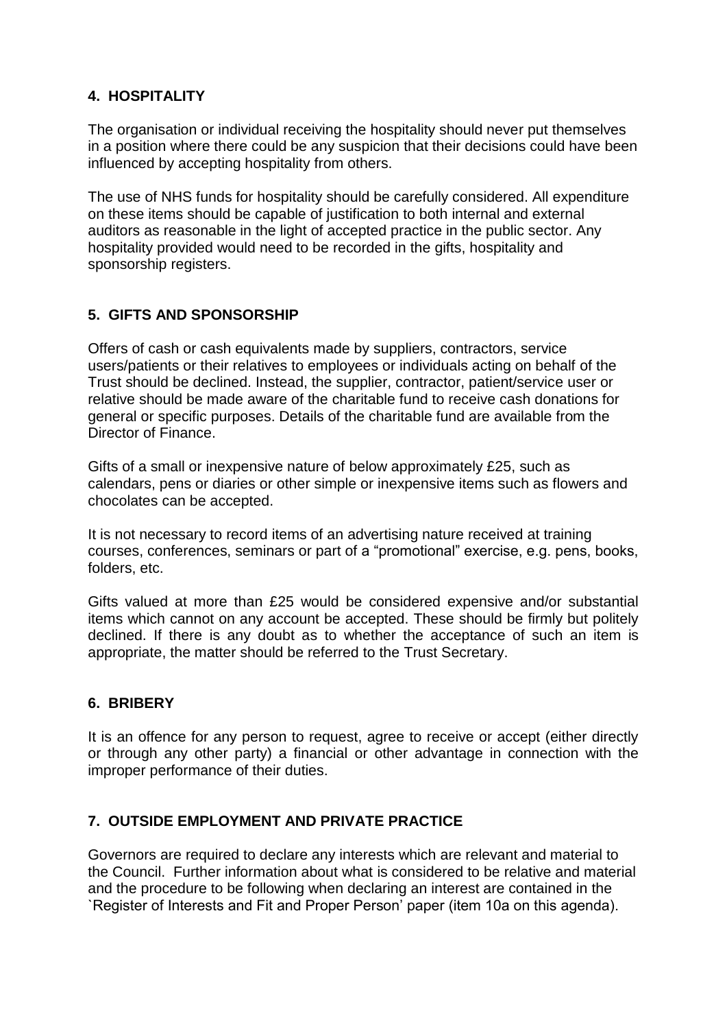## 4. HOSPITALITY

The organisation or individual receiving the hospitality should never put themselves in a position where there could be any suspicion that their decisions could have been influenced by accepting hospitality from others.

The use of NHS funds for hospitality should be carefully considered. All expenditure on these items should be capable of justification to both internal and external auditors as reasonable in the light of accepted practice in the public sector. Any hospitality provided would need to be recorded in the gifts, hospitality and sponsorship registers.

## 5. GIFTS AND SPONSORSHIP

Offers of cash or cash equivalents made by suppliers, contractors, service users/patients or their relatives to employees or individuals acting on behalf of the Trust should be declined. Instead, the supplier, contractor, patient/service user or relative should be made aware of the charitable fund to receive cash donations for general or specific purposes. Details of the charitable fund are available from the Director of Finance.

Gifts of a small or inexpensive nature of below approximately £25, such as calendars, pens or diaries or other simple or inexpensive items such as flowers and chocolates can be accepted.

It is not necessary to record items of an advertising nature received at training courses, conferences, seminars or part of a "promotional" exercise, e.g. pens, books, folders, etc.

Gifts valued at more than £25 would be considered expensive and/or substantial items which cannot on any account be accepted. These should be firmly but politely declined. If there is any doubt as to whether the acceptance of such an item is appropriate, the matter should be referred to the Trust Secretary.

## 6. BRIBERY

It is an offence for any person to request, agree to receive or accept (either directly or through any other party) a financial or other advantage in connection with the improper performance of their duties.

## 7. OUTSIDE EMPLOYMENT AND PRIVATE PRACTICE

Governors are required to declare any interests which are relevant and material to the Council. Further information about what is considered to be relative and material and the procedure to be following when declaring an interest are contained in the `Register of Interests and Fit and Proper Person' paper (item 10a on this agenda).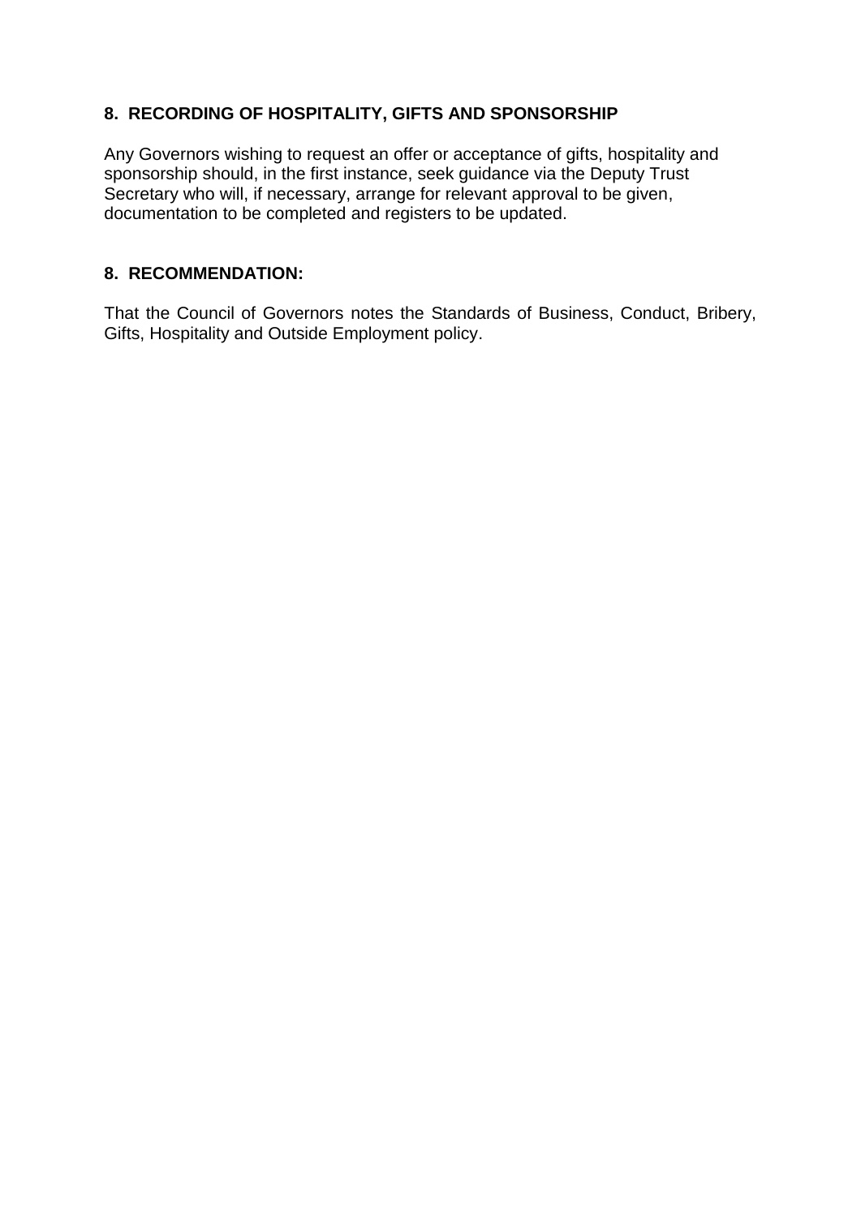## 8. RECORDING OF HOSPITALITY, GIFTS AND SPONSORSHIP

Any Governors wishing to request an offer or acceptance of gifts, hospitality and sponsorship should, in the first instance, seek guidance via the Deputy Trust Secretary who will, if necessary, arrange for relevant approval to be given, documentation to be completed and registers to be updated.

## 8. RECOMMENDATION:

That the Council of Governors notes the Standards of Business, Conduct, Bribery, Gifts, Hospitality and Outside Employment policy.